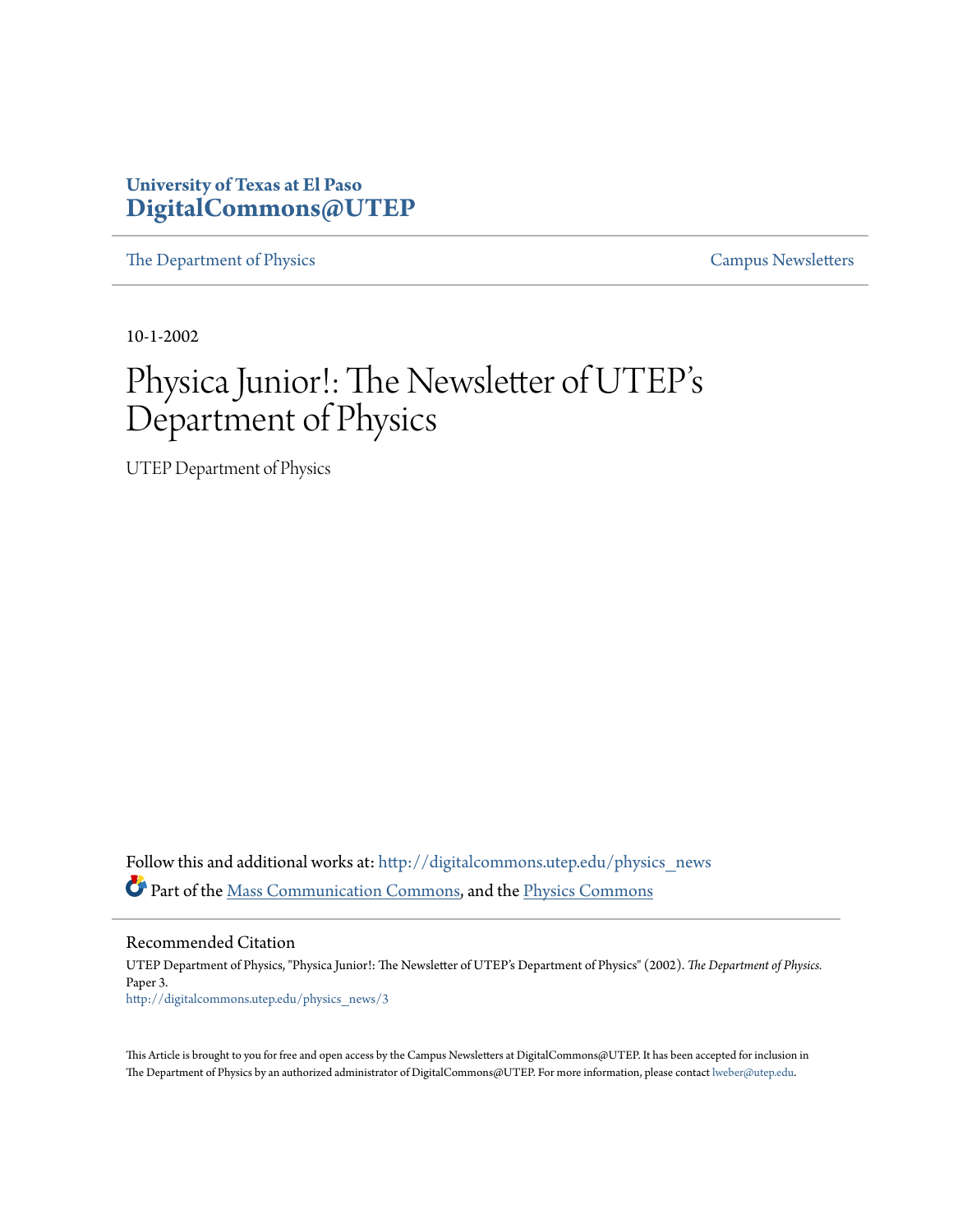University of Texas at El Paso
**DigitalCommons@UTEP**

The Department of Physics | Campus Newsletters

10-1-2002

# Physica Junior!: The Newsletter of UTEP's Department of Physics

UTEP Department of Physics

Follow this and additional works at: http://digitalcommons.utep.edu/physics_news

Part of the Mass Communication Commons, and the Physics Commons

## Recommended Citation

UTEP Department of Physics, "Physica Junior!: The Newsletter of UTEP's Department of Physics" (2002). *The Department of Physics.* Paper 3.
http://digitalcommons.utep.edu/physics_news/3

This Article is brought to you for free and open access by the Campus Newsletters at DigitalCommons@UTEP. It has been accepted for inclusion in The Department of Physics by an authorized administrator of DigitalCommons@UTEP. For more information, please contact lweber@utep.edu.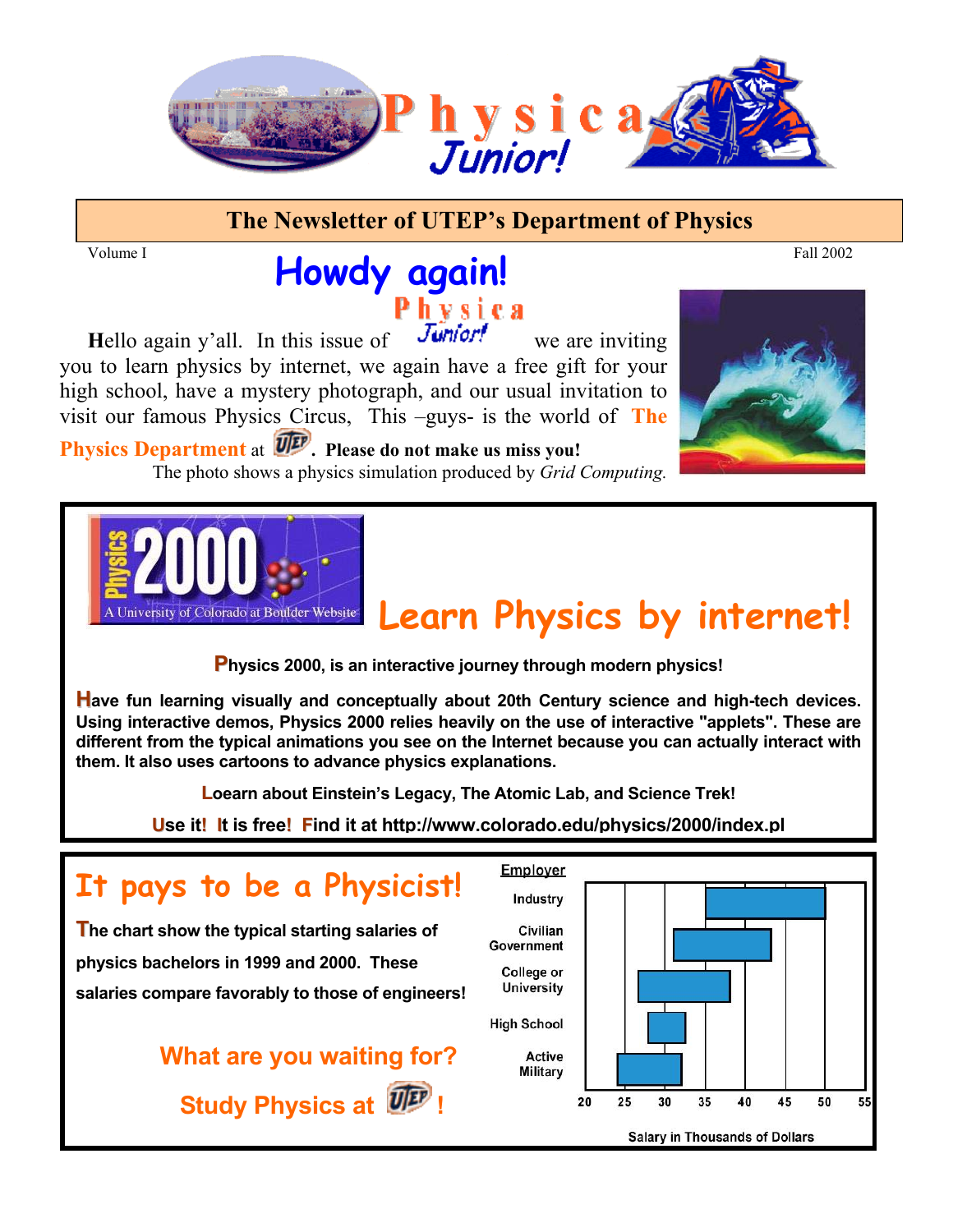# Physica Junior!

**The Newsletter of UTEP's Department of Physics**

Volume I — Fall 2002

## Howdy again!

**H**ello again y'all. In this issue of Physica Junior! we are inviting you to learn physics by internet, we again have a free gift for your high school, have a mystery photograph, and our usual invitation to visit our famous Physics Circus, This –guys- is the world of **The Physics Department** at UTEP. **Please do not make us miss you!**

The photo shows a physics simulation produced by *Grid Computing.*

## Physics 2000 — A University of Colorado at Boulder Website

## Learn Physics by internet!

**Physics 2000, is an interactive journey through modern physics!**

**Have fun learning visually and conceptually about 20th Century science and high-tech devices. Using interactive demos, Physics 2000 relies heavily on the use of interactive "applets". These are different from the typical animations you see on the Internet because you can actually interact with them. It also uses cartoons to advance physics explanations.**

**Loearn about Einstein's Legacy, The Atomic Lab, and Science Trek!**

**Use it! It is free! Find it at http://www.colorado.edu/physics/2000/index.pl**

## It pays to be a Physicist!

**The chart show the typical starting salaries of physics bachelors in 1999 and 2000. These salaries compare favorably to those of engineers!**

**What are you waiting for?**

**Study Physics at UTEP!**

| Employer | Salary in Thousands of Dollars (approx. range) |
|---|---|
| Industry | 35 – 50 |
| Civilian Government | 31 – 43 |
| College or University | 27 – 38 |
| High School | 28 – 32 |
| Active Military | 24 – 32 |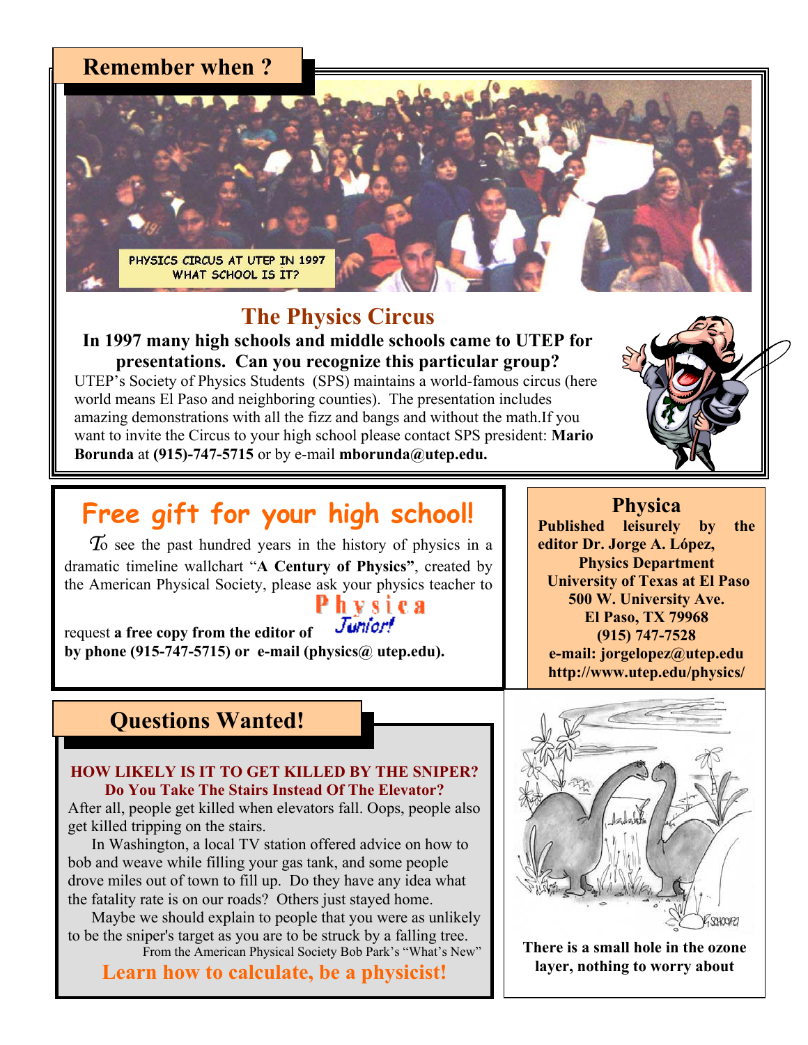## Remember when ?

PHYSICS CIRCUS AT UTEP IN 1997
WHAT SCHOOL IS IT?

### The Physics Circus

**In 1997 many high schools and middle schools came to UTEP for presentations. Can you recognize this particular group?**

UTEP's Society of Physics Students (SPS) maintains a world-famous circus (here world means El Paso and neighboring counties). The presentation includes amazing demonstrations with all the fizz and bangs and without the math.If you want to invite the Circus to your high school please contact SPS president: **Mario Borunda** at **(915)-747-5715** or by e-mail **mborunda@utep.edu.**

## Free gift for your high school!

To see the past hundred years in the history of physics in a dramatic timeline wallchart "**A Century of Physics**", created by the American Physical Society, please ask your physics teacher to request **a free copy from the editor of** Physica Junior! **by phone (915-747-5715) or e-mail (physics@ utep.edu).**

### Physica

**Published leisurely by the editor Dr. Jorge A. López,**
**Physics Department**
**University of Texas at El Paso**
**500 W. University Ave.**
**El Paso, TX 79968**
**(915) 747-7528**
**e-mail: jorgelopez@utep.edu**
**http://www.utep.edu/physics/**

## Questions Wanted!

**HOW LIKELY IS IT TO GET KILLED BY THE SNIPER?**
**Do You Take The Stairs Instead Of The Elevator?**

After all, people get killed when elevators fall. Oops, people also get killed tripping on the stairs.

In Washington, a local TV station offered advice on how to bob and weave while filling your gas tank, and some people drove miles out of town to fill up. Do they have any idea what the fatality rate is on our roads? Others just stayed home.

Maybe we should explain to people that you were as unlikely to be the sniper's target as you are to be struck by a falling tree.

From the American Physical Society Bob Park's "What's New"

**Learn how to calculate, be a physicist!**

**There is a small hole in the ozone layer, nothing to worry about**